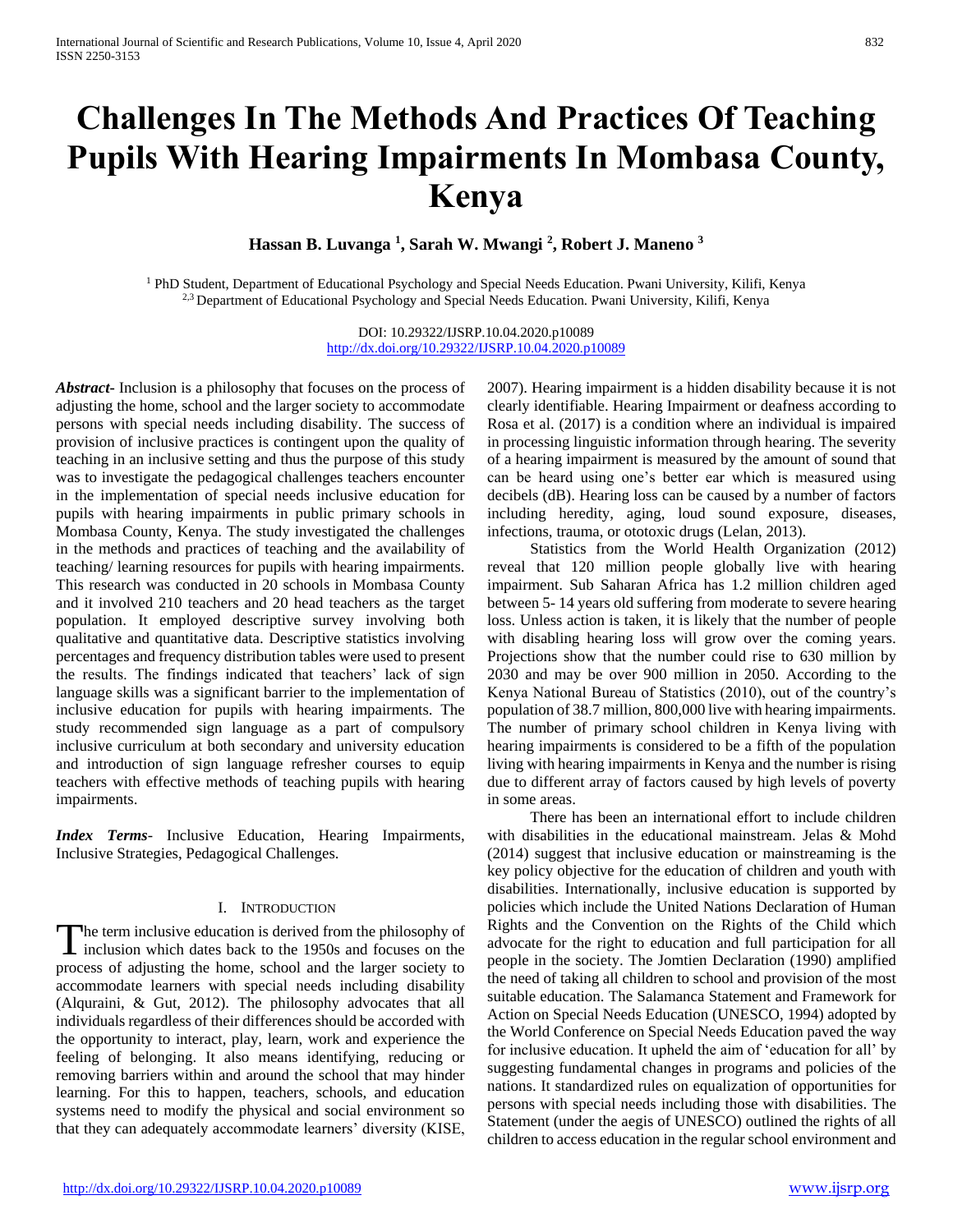# Challenges In The Methods And Practices Of Teaching Pupils With Hearing Impairments In Mombasa County, Kenya

**Hassan B. Luvanga [1], Sarah W. Mwangi [2], Robert J. Maneno [3]**

[1] PhD Student, Department of Educational Psychology and Special Needs Education. Pwani University, Kilifi, Kenya
[2,3] Department of Educational Psychology and Special Needs Education. Pwani University, Kilifi, Kenya

DOI: 10.29322/IJSRP.10.04.2020.p10089
http://dx.doi.org/10.29322/IJSRP.10.04.2020.p10089

***Abstract***- Inclusion is a philosophy that focuses on the process of adjusting the home, school and the larger society to accommodate persons with special needs including disability. The success of provision of inclusive practices is contingent upon the quality of teaching in an inclusive setting and thus the purpose of this study was to investigate the pedagogical challenges teachers encounter in the implementation of special needs inclusive education for pupils with hearing impairments in public primary schools in Mombasa County, Kenya. The study investigated the challenges in the methods and practices of teaching and the availability of teaching/ learning resources for pupils with hearing impairments. This research was conducted in 20 schools in Mombasa County and it involved 210 teachers and 20 head teachers as the target population. It employed descriptive survey involving both qualitative and quantitative data. Descriptive statistics involving percentages and frequency distribution tables were used to present the results. The findings indicated that teachers' lack of sign language skills was a significant barrier to the implementation of inclusive education for pupils with hearing impairments. The study recommended sign language as a part of compulsory inclusive curriculum at both secondary and university education and introduction of sign language refresher courses to equip teachers with effective methods of teaching pupils with hearing impairments.

***Index Terms***- Inclusive Education, Hearing Impairments, Inclusive Strategies, Pedagogical Challenges.

## I. Introduction

The term inclusive education is derived from the philosophy of inclusion which dates back to the 1950s and focuses on the process of adjusting the home, school and the larger society to accommodate learners with special needs including disability (Alquraini, & Gut, 2012). The philosophy advocates that all individuals regardless of their differences should be accorded with the opportunity to interact, play, learn, work and experience the feeling of belonging. It also means identifying, reducing or removing barriers within and around the school that may hinder learning. For this to happen, teachers, schools, and education systems need to modify the physical and social environment so that they can adequately accommodate learners' diversity (KISE, 2007). Hearing impairment is a hidden disability because it is not clearly identifiable. Hearing Impairment or deafness according to Rosa et al. (2017) is a condition where an individual is impaired in processing linguistic information through hearing. The severity of a hearing impairment is measured by the amount of sound that can be heard using one's better ear which is measured using decibels (dB). Hearing loss can be caused by a number of factors including heredity, aging, loud sound exposure, diseases, infections, trauma, or ototoxic drugs (Lelan, 2013).

Statistics from the World Health Organization (2012) reveal that 120 million people globally live with hearing impairment. Sub Saharan Africa has 1.2 million children aged between 5- 14 years old suffering from moderate to severe hearing loss. Unless action is taken, it is likely that the number of people with disabling hearing loss will grow over the coming years. Projections show that the number could rise to 630 million by 2030 and may be over 900 million in 2050. According to the Kenya National Bureau of Statistics (2010), out of the country's population of 38.7 million, 800,000 live with hearing impairments. The number of primary school children in Kenya living with hearing impairments is considered to be a fifth of the population living with hearing impairments in Kenya and the number is rising due to different array of factors caused by high levels of poverty in some areas.

There has been an international effort to include children with disabilities in the educational mainstream. Jelas & Mohd (2014) suggest that inclusive education or mainstreaming is the key policy objective for the education of children and youth with disabilities. Internationally, inclusive education is supported by policies which include the United Nations Declaration of Human Rights and the Convention on the Rights of the Child which advocate for the right to education and full participation for all people in the society. The Jomtien Declaration (1990) amplified the need of taking all children to school and provision of the most suitable education. The Salamanca Statement and Framework for Action on Special Needs Education (UNESCO, 1994) adopted by the World Conference on Special Needs Education paved the way for inclusive education. It upheld the aim of 'education for all' by suggesting fundamental changes in programs and policies of the nations. It standardized rules on equalization of opportunities for persons with special needs including those with disabilities. The Statement (under the aegis of UNESCO) outlined the rights of all children to access education in the regular school environment and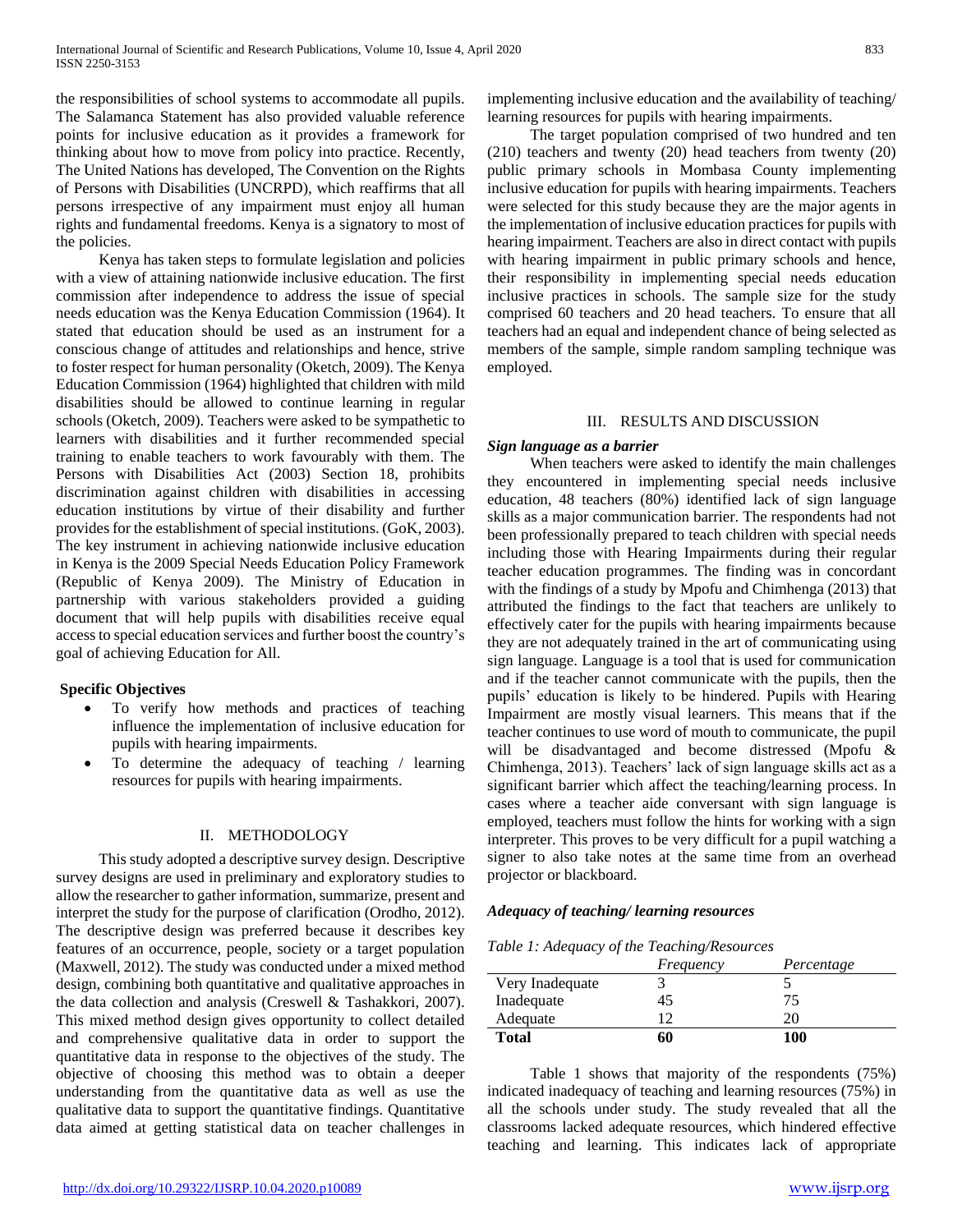the responsibilities of school systems to accommodate all pupils. The Salamanca Statement has also provided valuable reference points for inclusive education as it provides a framework for thinking about how to move from policy into practice. Recently, The United Nations has developed, The Convention on the Rights of Persons with Disabilities (UNCRPD), which reaffirms that all persons irrespective of any impairment must enjoy all human rights and fundamental freedoms. Kenya is a signatory to most of the policies.

Kenya has taken steps to formulate legislation and policies with a view of attaining nationwide inclusive education. The first commission after independence to address the issue of special needs education was the Kenya Education Commission (1964). It stated that education should be used as an instrument for a conscious change of attitudes and relationships and hence, strive to foster respect for human personality (Oketch, 2009). The Kenya Education Commission (1964) highlighted that children with mild disabilities should be allowed to continue learning in regular schools (Oketch, 2009). Teachers were asked to be sympathetic to learners with disabilities and it further recommended special training to enable teachers to work favourably with them. The Persons with Disabilities Act (2003) Section 18, prohibits discrimination against children with disabilities in accessing education institutions by virtue of their disability and further provides for the establishment of special institutions. (GoK, 2003). The key instrument in achieving nationwide inclusive education in Kenya is the 2009 Special Needs Education Policy Framework (Republic of Kenya 2009). The Ministry of Education in partnership with various stakeholders provided a guiding document that will help pupils with disabilities receive equal access to special education services and further boost the country's goal of achieving Education for All.

**Specific Objectives**

- To verify how methods and practices of teaching influence the implementation of inclusive education for pupils with hearing impairments.
- To determine the adequacy of teaching / learning resources for pupils with hearing impairments.

## II. METHODOLOGY

This study adopted a descriptive survey design. Descriptive survey designs are used in preliminary and exploratory studies to allow the researcher to gather information, summarize, present and interpret the study for the purpose of clarification (Orodho, 2012). The descriptive design was preferred because it describes key features of an occurrence, people, society or a target population (Maxwell, 2012). The study was conducted under a mixed method design, combining both quantitative and qualitative approaches in the data collection and analysis (Creswell & Tashakkori, 2007). This mixed method design gives opportunity to collect detailed and comprehensive qualitative data in order to support the quantitative data in response to the objectives of the study. The objective of choosing this method was to obtain a deeper understanding from the quantitative data as well as use the qualitative data to support the quantitative findings. Quantitative data aimed at getting statistical data on teacher challenges in implementing inclusive education and the availability of teaching/ learning resources for pupils with hearing impairments.

The target population comprised of two hundred and ten (210) teachers and twenty (20) head teachers from twenty (20) public primary schools in Mombasa County implementing inclusive education for pupils with hearing impairments. Teachers were selected for this study because they are the major agents in the implementation of inclusive education practices for pupils with hearing impairment. Teachers are also in direct contact with pupils with hearing impairment in public primary schools and hence, their responsibility in implementing special needs education inclusive practices in schools. The sample size for the study comprised 60 teachers and 20 head teachers. To ensure that all teachers had an equal and independent chance of being selected as members of the sample, simple random sampling technique was employed.

## III. RESULTS AND DISCUSSION

***Sign language as a barrier***

When teachers were asked to identify the main challenges they encountered in implementing special needs inclusive education, 48 teachers (80%) identified lack of sign language skills as a major communication barrier. The respondents had not been professionally prepared to teach children with special needs including those with Hearing Impairments during their regular teacher education programmes. The finding was in concordant with the findings of a study by Mpofu and Chimhenga (2013) that attributed the findings to the fact that teachers are unlikely to effectively cater for the pupils with hearing impairments because they are not adequately trained in the art of communicating using sign language. Language is a tool that is used for communication and if the teacher cannot communicate with the pupils, then the pupils' education is likely to be hindered. Pupils with Hearing Impairment are mostly visual learners. This means that if the teacher continues to use word of mouth to communicate, the pupil will be disadvantaged and become distressed (Mpofu & Chimhenga, 2013). Teachers' lack of sign language skills act as a significant barrier which affect the teaching/learning process. In cases where a teacher aide conversant with sign language is employed, teachers must follow the hints for working with a sign interpreter. This proves to be very difficult for a pupil watching a signer to also take notes at the same time from an overhead projector or blackboard.

***Adequacy of teaching/ learning resources***

*Table 1: Adequacy of the Teaching/Resources*

| | *Frequency* | *Percentage* |
|---|---|---|
| Very Inadequate | 3 | 5 |
| Inadequate | 45 | 75 |
| Adequate | 12 | 20 |
| **Total** | **60** | **100** |

Table 1 shows that majority of the respondents (75%) indicated inadequacy of teaching and learning resources (75%) in all the schools under study. The study revealed that all the classrooms lacked adequate resources, which hindered effective teaching and learning. This indicates lack of appropriate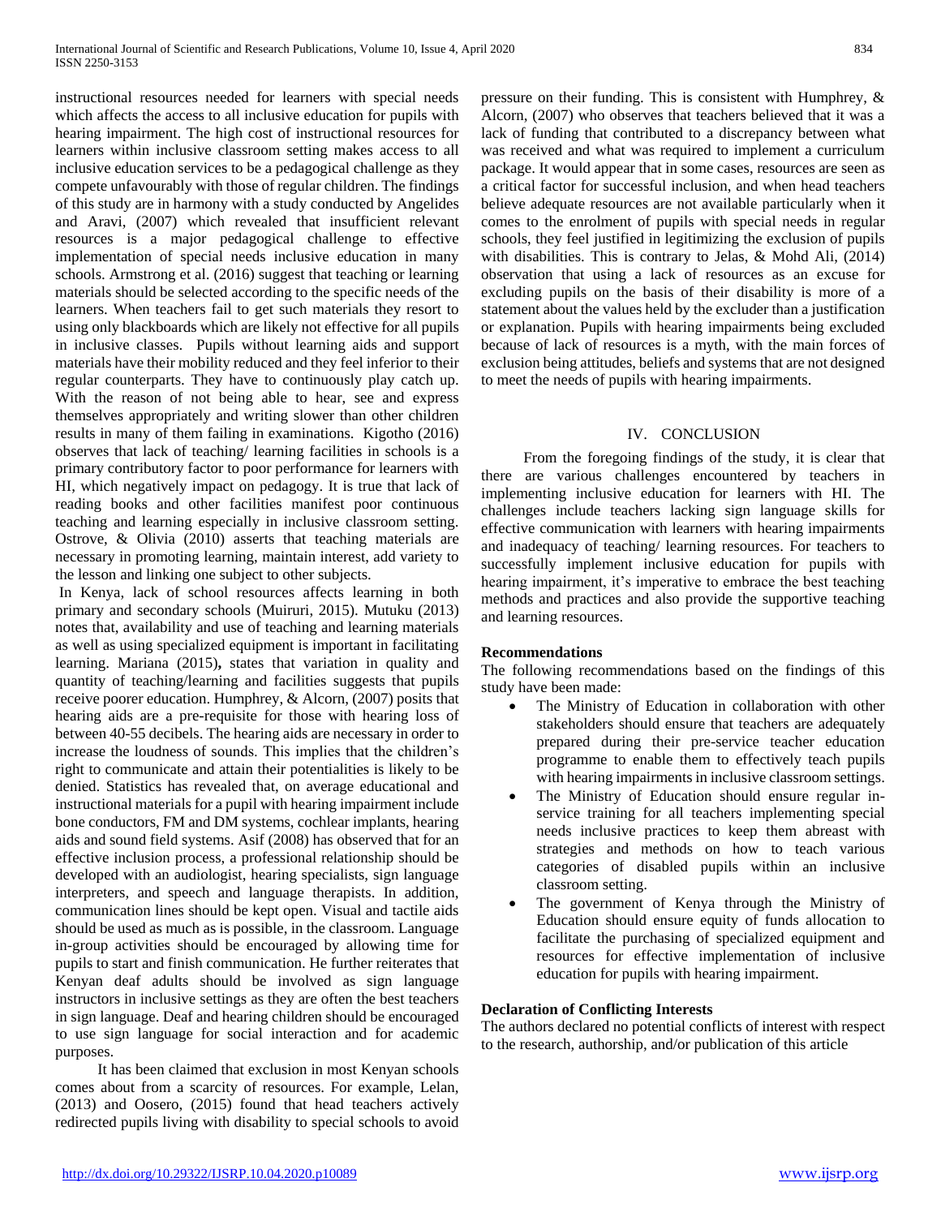instructional resources needed for learners with special needs which affects the access to all inclusive education for pupils with hearing impairment. The high cost of instructional resources for learners within inclusive classroom setting makes access to all inclusive education services to be a pedagogical challenge as they compete unfavourably with those of regular children. The findings of this study are in harmony with a study conducted by Angelides and Aravi, (2007) which revealed that insufficient relevant resources is a major pedagogical challenge to effective implementation of special needs inclusive education in many schools. Armstrong et al. (2016) suggest that teaching or learning materials should be selected according to the specific needs of the learners. When teachers fail to get such materials they resort to using only blackboards which are likely not effective for all pupils in inclusive classes. Pupils without learning aids and support materials have their mobility reduced and they feel inferior to their regular counterparts. They have to continuously play catch up. With the reason of not being able to hear, see and express themselves appropriately and writing slower than other children results in many of them failing in examinations. Kigotho (2016) observes that lack of teaching/ learning facilities in schools is a primary contributory factor to poor performance for learners with HI, which negatively impact on pedagogy. It is true that lack of reading books and other facilities manifest poor continuous teaching and learning especially in inclusive classroom setting. Ostrove, & Olivia (2010) asserts that teaching materials are necessary in promoting learning, maintain interest, add variety to the lesson and linking one subject to other subjects.

In Kenya, lack of school resources affects learning in both primary and secondary schools (Muiruri, 2015). Mutuku (2013) notes that, availability and use of teaching and learning materials as well as using specialized equipment is important in facilitating learning. Mariana (2015)**,** states that variation in quality and quantity of teaching/learning and facilities suggests that pupils receive poorer education. Humphrey, & Alcorn, (2007) posits that hearing aids are a pre-requisite for those with hearing loss of between 40-55 decibels. The hearing aids are necessary in order to increase the loudness of sounds. This implies that the children's right to communicate and attain their potentialities is likely to be denied. Statistics has revealed that, on average educational and instructional materials for a pupil with hearing impairment include bone conductors, FM and DM systems, cochlear implants, hearing aids and sound field systems. Asif (2008) has observed that for an effective inclusion process, a professional relationship should be developed with an audiologist, hearing specialists, sign language interpreters, and speech and language therapists. In addition, communication lines should be kept open. Visual and tactile aids should be used as much as is possible, in the classroom. Language in-group activities should be encouraged by allowing time for pupils to start and finish communication. He further reiterates that Kenyan deaf adults should be involved as sign language instructors in inclusive settings as they are often the best teachers in sign language. Deaf and hearing children should be encouraged to use sign language for social interaction and for academic purposes.

It has been claimed that exclusion in most Kenyan schools comes about from a scarcity of resources. For example, Lelan, (2013) and Oosero, (2015) found that head teachers actively redirected pupils living with disability to special schools to avoid pressure on their funding. This is consistent with Humphrey, & Alcorn, (2007) who observes that teachers believed that it was a lack of funding that contributed to a discrepancy between what was received and what was required to implement a curriculum package. It would appear that in some cases, resources are seen as a critical factor for successful inclusion, and when head teachers believe adequate resources are not available particularly when it comes to the enrolment of pupils with special needs in regular schools, they feel justified in legitimizing the exclusion of pupils with disabilities. This is contrary to Jelas, & Mohd Ali, (2014) observation that using a lack of resources as an excuse for excluding pupils on the basis of their disability is more of a statement about the values held by the excluder than a justification or explanation. Pupils with hearing impairments being excluded because of lack of resources is a myth, with the main forces of exclusion being attitudes, beliefs and systems that are not designed to meet the needs of pupils with hearing impairments.

## IV. CONCLUSION

From the foregoing findings of the study, it is clear that there are various challenges encountered by teachers in implementing inclusive education for learners with HI. The challenges include teachers lacking sign language skills for effective communication with learners with hearing impairments and inadequacy of teaching/ learning resources. For teachers to successfully implement inclusive education for pupils with hearing impairment, it's imperative to embrace the best teaching methods and practices and also provide the supportive teaching and learning resources.

### Recommendations

The following recommendations based on the findings of this study have been made:

- The Ministry of Education in collaboration with other stakeholders should ensure that teachers are adequately prepared during their pre-service teacher education programme to enable them to effectively teach pupils with hearing impairments in inclusive classroom settings.
- The Ministry of Education should ensure regular in-service training for all teachers implementing special needs inclusive practices to keep them abreast with strategies and methods on how to teach various categories of disabled pupils within an inclusive classroom setting.
- The government of Kenya through the Ministry of Education should ensure equity of funds allocation to facilitate the purchasing of specialized equipment and resources for effective implementation of inclusive education for pupils with hearing impairment.

### Declaration of Conflicting Interests

The authors declared no potential conflicts of interest with respect to the research, authorship, and/or publication of this article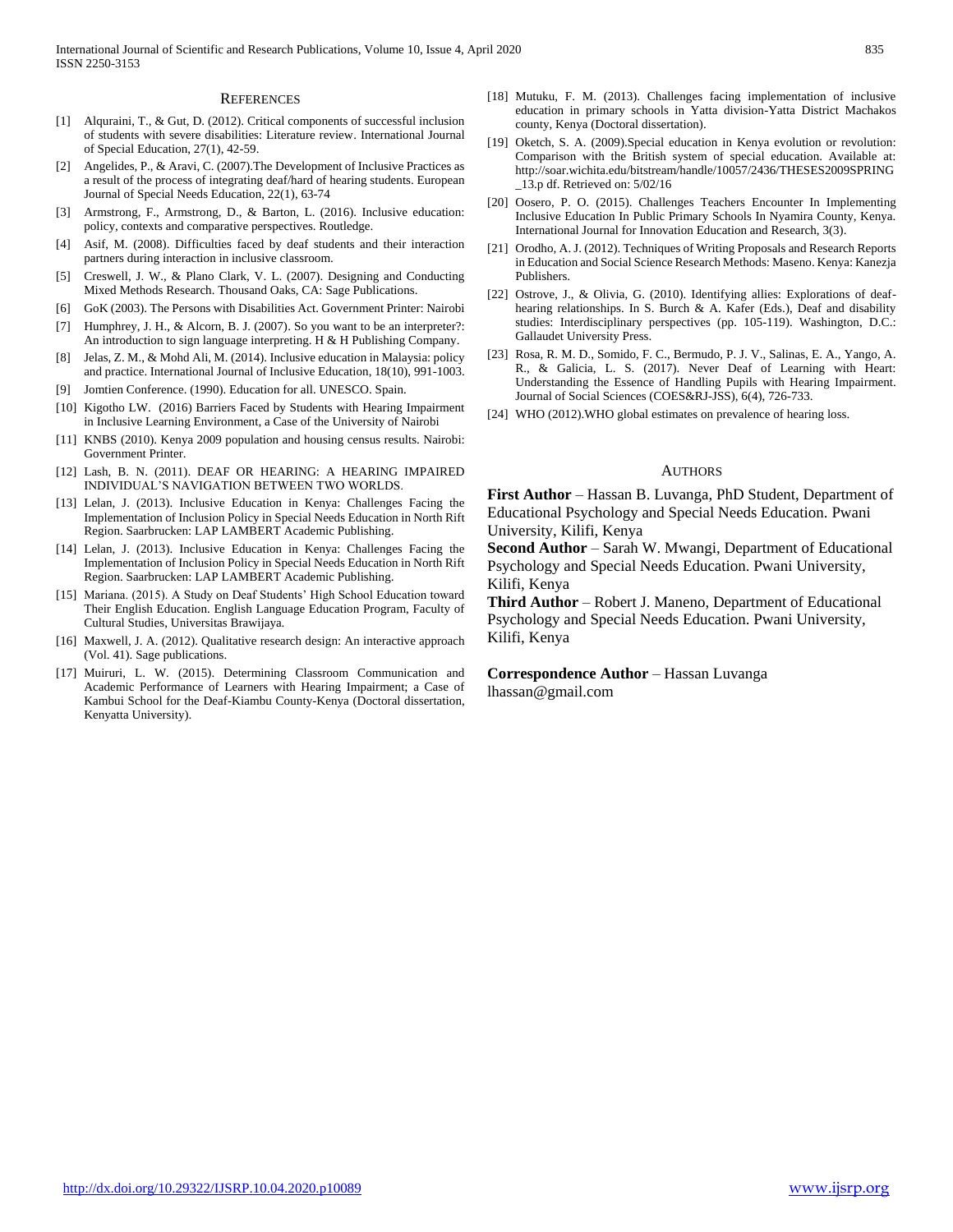## REFERENCES

[1] Alquraini, T., & Gut, D. (2012). Critical components of successful inclusion of students with severe disabilities: Literature review. International Journal of Special Education, 27(1), 42-59.

[2] Angelides, P., & Aravi, C. (2007).The Development of Inclusive Practices as a result of the process of integrating deaf/hard of hearing students. European Journal of Special Needs Education, 22(1), 63-74

[3] Armstrong, F., Armstrong, D., & Barton, L. (2016). Inclusive education: policy, contexts and comparative perspectives. Routledge.

[4] Asif, M. (2008). Difficulties faced by deaf students and their interaction partners during interaction in inclusive classroom.

[5] Creswell, J. W., & Plano Clark, V. L. (2007). Designing and Conducting Mixed Methods Research. Thousand Oaks, CA: Sage Publications.

[6] GoK (2003). The Persons with Disabilities Act. Government Printer: Nairobi

[7] Humphrey, J. H., & Alcorn, B. J. (2007). So you want to be an interpreter?: An introduction to sign language interpreting. H & H Publishing Company.

[8] Jelas, Z. M., & Mohd Ali, M. (2014). Inclusive education in Malaysia: policy and practice. International Journal of Inclusive Education, 18(10), 991-1003.

[9] Jomtien Conference. (1990). Education for all. UNESCO. Spain.

[10] Kigotho LW. (2016) Barriers Faced by Students with Hearing Impairment in Inclusive Learning Environment, a Case of the University of Nairobi

[11] KNBS (2010). Kenya 2009 population and housing census results. Nairobi: Government Printer.

[12] Lash, B. N. (2011). DEAF OR HEARING: A HEARING IMPAIRED INDIVIDUAL'S NAVIGATION BETWEEN TWO WORLDS.

[13] Lelan, J. (2013). Inclusive Education in Kenya: Challenges Facing the Implementation of Inclusion Policy in Special Needs Education in North Rift Region. Saarbrucken: LAP LAMBERT Academic Publishing.

[14] Lelan, J. (2013). Inclusive Education in Kenya: Challenges Facing the Implementation of Inclusion Policy in Special Needs Education in North Rift Region. Saarbrucken: LAP LAMBERT Academic Publishing.

[15] Mariana. (2015). A Study on Deaf Students' High School Education toward Their English Education. English Language Education Program, Faculty of Cultural Studies, Universitas Brawijaya.

[16] Maxwell, J. A. (2012). Qualitative research design: An interactive approach (Vol. 41). Sage publications.

[17] Muiruri, L. W. (2015). Determining Classroom Communication and Academic Performance of Learners with Hearing Impairment; a Case of Kambui School for the Deaf-Kiambu County-Kenya (Doctoral dissertation, Kenyatta University).

[18] Mutuku, F. M. (2013). Challenges facing implementation of inclusive education in primary schools in Yatta division-Yatta District Machakos county, Kenya (Doctoral dissertation).

[19] Oketch, S. A. (2009).Special education in Kenya evolution or revolution: Comparison with the British system of special education. Available at: http://soar.wichita.edu/bitstream/handle/10057/2436/THESES2009SPRING_13.p df. Retrieved on: 5/02/16

[20] Oosero, P. O. (2015). Challenges Teachers Encounter In Implementing Inclusive Education In Public Primary Schools In Nyamira County, Kenya. International Journal for Innovation Education and Research, 3(3).

[21] Orodho, A. J. (2012). Techniques of Writing Proposals and Research Reports in Education and Social Science Research Methods: Maseno. Kenya: Kanezja Publishers.

[22] Ostrove, J., & Olivia, G. (2010). Identifying allies: Explorations of deaf-hearing relationships. In S. Burch & A. Kafer (Eds.), Deaf and disability studies: Interdisciplinary perspectives (pp. 105-119). Washington, D.C.: Gallaudet University Press.

[23] Rosa, R. M. D., Somido, F. C., Bermudo, P. J. V., Salinas, E. A., Yango, A. R., & Galicia, L. S. (2017). Never Deaf of Learning with Heart: Understanding the Essence of Handling Pupils with Hearing Impairment. Journal of Social Sciences (COES&RJ-JSS), 6(4), 726-733.

[24] WHO (2012).WHO global estimates on prevalence of hearing loss.

## AUTHORS

**First Author** – Hassan B. Luvanga, PhD Student, Department of Educational Psychology and Special Needs Education. Pwani University, Kilifi, Kenya

**Second Author** – Sarah W. Mwangi, Department of Educational Psychology and Special Needs Education. Pwani University, Kilifi, Kenya

**Third Author** – Robert J. Maneno, Department of Educational Psychology and Special Needs Education. Pwani University, Kilifi, Kenya

**Correspondence Author** – Hassan Luvanga
lhassan@gmail.com